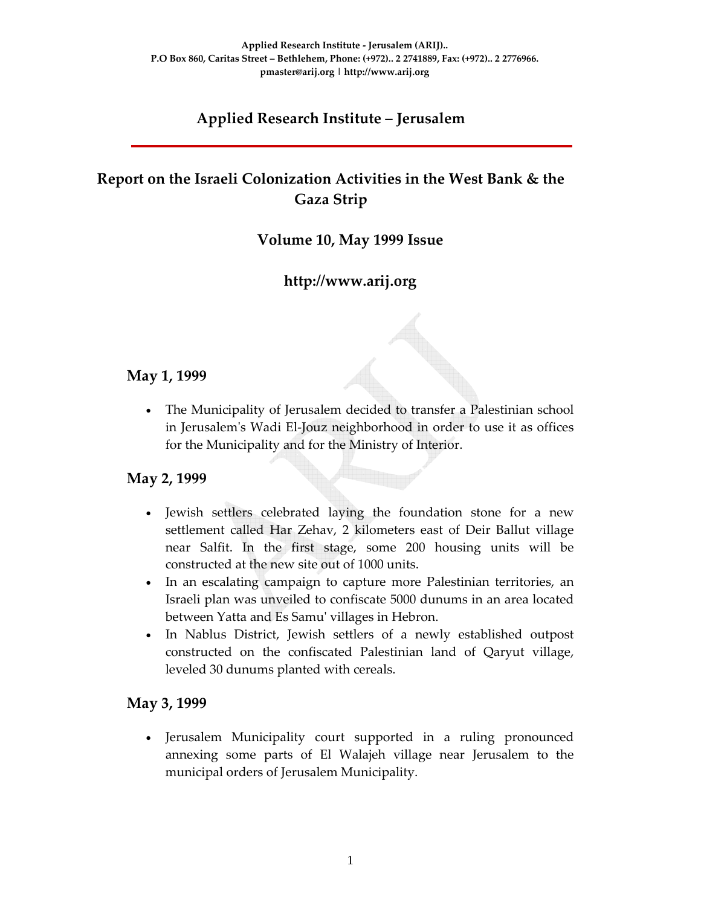Applied Research Institute - Jerusalem (ARIJ)..
P.O Box 860, Caritas Street – Bethlehem, Phone: (+972).. 2 2741889, Fax: (+972).. 2 2776966.
pmaster@arij.org | http://www.arij.org

# Applied Research Institute – Jerusalem

## Report on the Israeli Colonization Activities in the West Bank & the Gaza Strip

### Volume 10, May 1999 Issue

### http://www.arij.org

## May 1, 1999

- The Municipality of Jerusalem decided to transfer a Palestinian school in Jerusalem's Wadi El-Jouz neighborhood in order to use it as offices for the Municipality and for the Ministry of Interior.

## May 2, 1999

- Jewish settlers celebrated laying the foundation stone for a new settlement called Har Zehav, 2 kilometers east of Deir Ballut village near Salfit. In the first stage, some 200 housing units will be constructed at the new site out of 1000 units.
- In an escalating campaign to capture more Palestinian territories, an Israeli plan was unveiled to confiscate 5000 dunums in an area located between Yatta and Es Samu' villages in Hebron.
- In Nablus District, Jewish settlers of a newly established outpost constructed on the confiscated Palestinian land of Qaryut village, leveled 30 dunums planted with cereals.

## May 3, 1999

- Jerusalem Municipality court supported in a ruling pronounced annexing some parts of El Walajeh village near Jerusalem to the municipal orders of Jerusalem Municipality.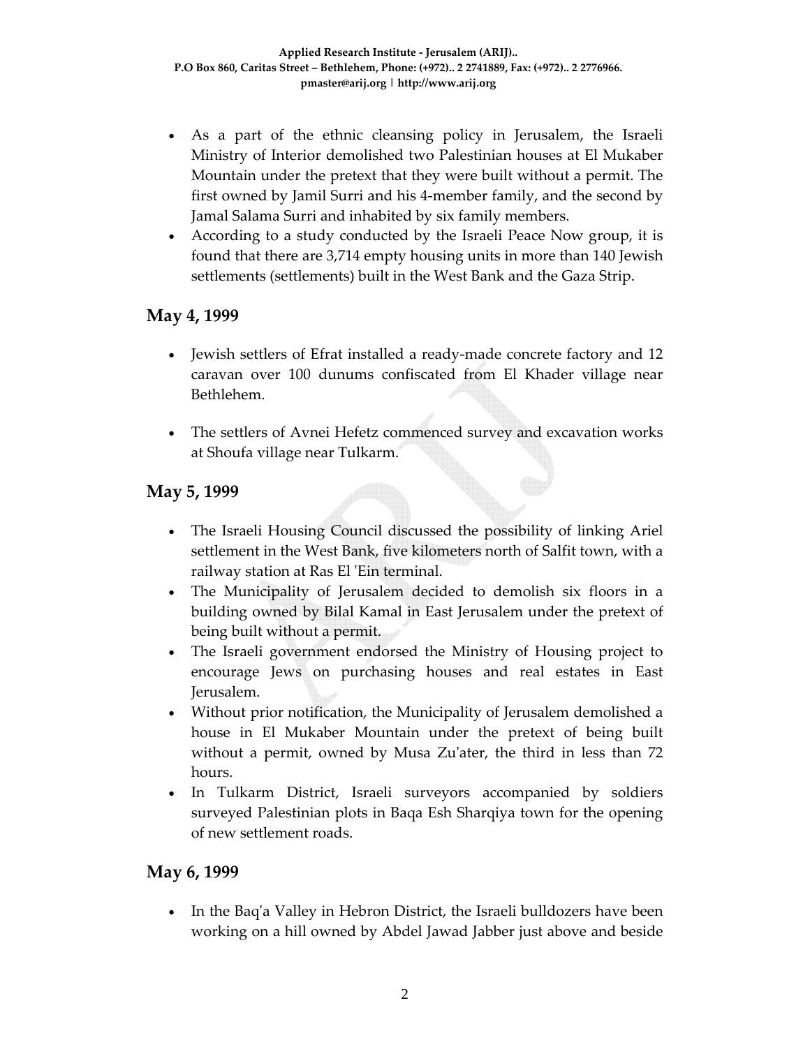- As a part of the ethnic cleansing policy in Jerusalem, the Israeli Ministry of Interior demolished two Palestinian houses at El Mukaber Mountain under the pretext that they were built without a permit. The first owned by Jamil Surri and his 4-member family, and the second by Jamal Salama Surri and inhabited by six family members.
- According to a study conducted by the Israeli Peace Now group, it is found that there are 3,714 empty housing units in more than 140 Jewish settlements (settlements) built in the West Bank and the Gaza Strip.

## May 4, 1999

- Jewish settlers of Efrat installed a ready-made concrete factory and 12 caravan over 100 dunums confiscated from El Khader village near Bethlehem.
- The settlers of Avnei Hefetz commenced survey and excavation works at Shoufa village near Tulkarm.

## May 5, 1999

- The Israeli Housing Council discussed the possibility of linking Ariel settlement in the West Bank, five kilometers north of Salfit town, with a railway station at Ras El 'Ein terminal.
- The Municipality of Jerusalem decided to demolish six floors in a building owned by Bilal Kamal in East Jerusalem under the pretext of being built without a permit.
- The Israeli government endorsed the Ministry of Housing project to encourage Jews on purchasing houses and real estates in East Jerusalem.
- Without prior notification, the Municipality of Jerusalem demolished a house in El Mukaber Mountain under the pretext of being built without a permit, owned by Musa Zu'ater, the third in less than 72 hours.
- In Tulkarm District, Israeli surveyors accompanied by soldiers surveyed Palestinian plots in Baqa Esh Sharqiya town for the opening of new settlement roads.

## May 6, 1999

- In the Baq'a Valley in Hebron District, the Israeli bulldozers have been working on a hill owned by Abdel Jawad Jabber just above and beside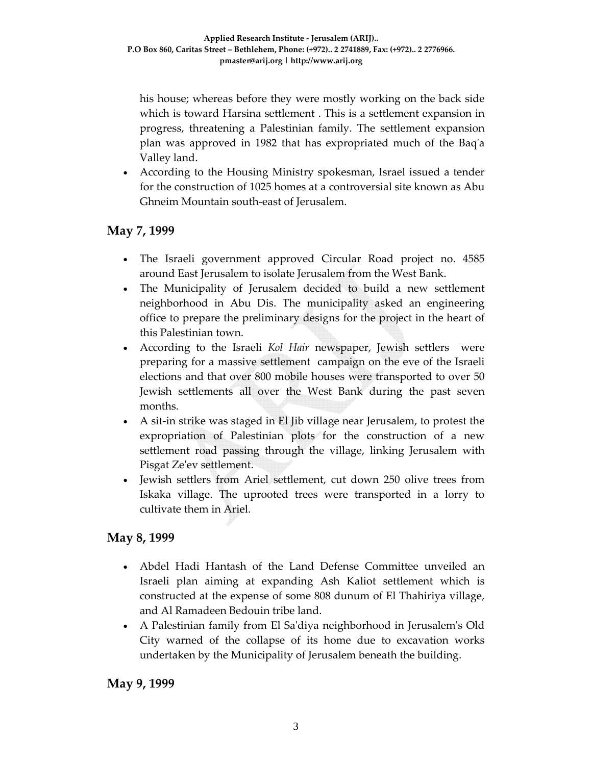his house; whereas before they were mostly working on the back side which is toward Harsina settlement . This is a settlement expansion in progress, threatening a Palestinian family. The settlement expansion plan was approved in 1982 that has expropriated much of the Baq'a Valley land.

- According to the Housing Ministry spokesman, Israel issued a tender for the construction of 1025 homes at a controversial site known as Abu Ghneim Mountain south-east of Jerusalem.

## May 7, 1999

- The Israeli government approved Circular Road project no. 4585 around East Jerusalem to isolate Jerusalem from the West Bank.
- The Municipality of Jerusalem decided to build a new settlement neighborhood in Abu Dis. The municipality asked an engineering office to prepare the preliminary designs for the project in the heart of this Palestinian town.
- According to the Israeli *Kol Hair* newspaper, Jewish settlers were preparing for a massive settlement campaign on the eve of the Israeli elections and that over 800 mobile houses were transported to over 50 Jewish settlements all over the West Bank during the past seven months.
- A sit-in strike was staged in El Jib village near Jerusalem, to protest the expropriation of Palestinian plots for the construction of a new settlement road passing through the village, linking Jerusalem with Pisgat Ze'ev settlement.
- Jewish settlers from Ariel settlement, cut down 250 olive trees from Iskaka village. The uprooted trees were transported in a lorry to cultivate them in Ariel.

## May 8, 1999

- Abdel Hadi Hantash of the Land Defense Committee unveiled an Israeli plan aiming at expanding Ash Kaliot settlement which is constructed at the expense of some 808 dunum of El Thahiriya village, and Al Ramadeen Bedouin tribe land.
- A Palestinian family from El Sa'diya neighborhood in Jerusalem's Old City warned of the collapse of its home due to excavation works undertaken by the Municipality of Jerusalem beneath the building.

## May 9, 1999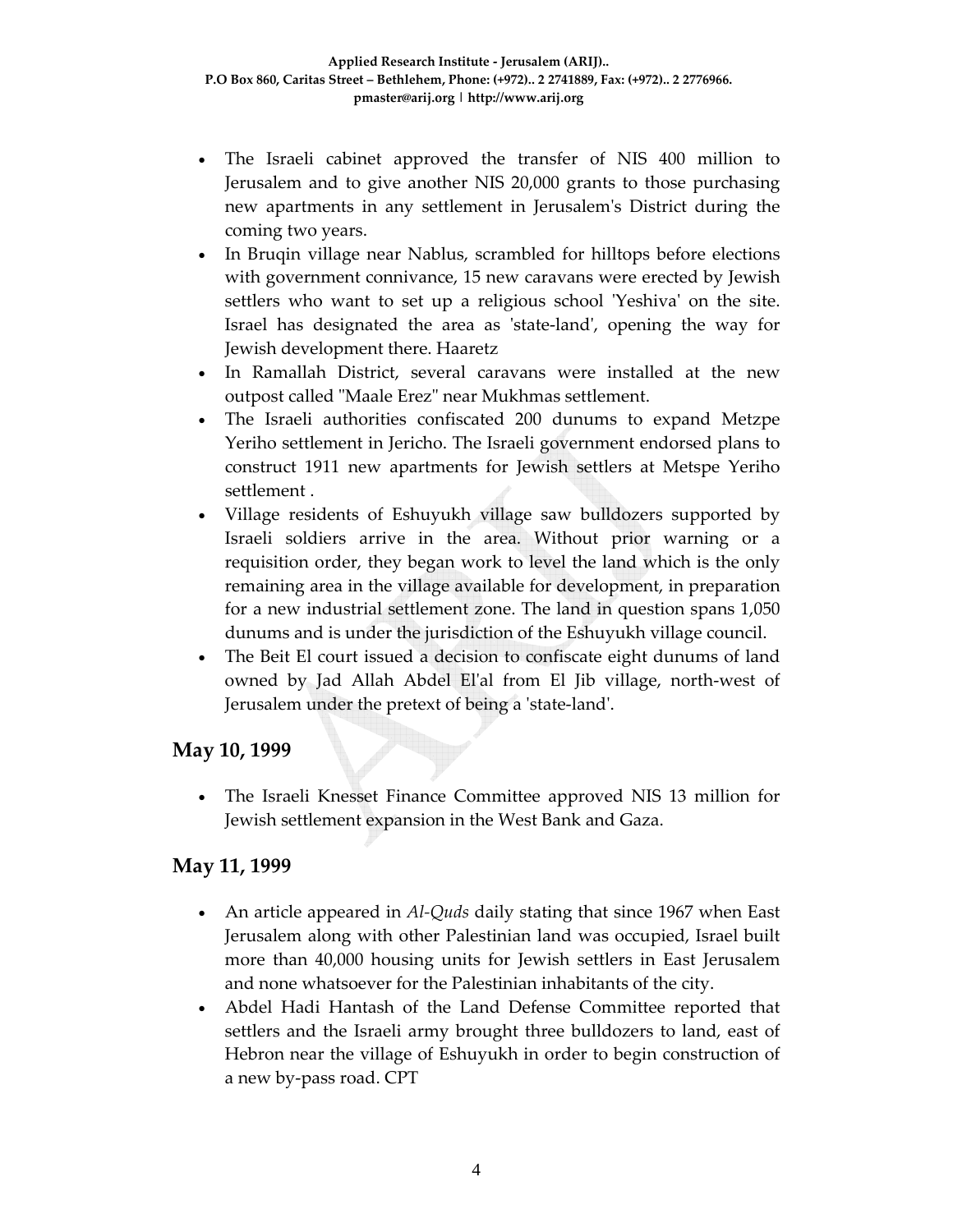- The Israeli cabinet approved the transfer of NIS 400 million to Jerusalem and to give another NIS 20,000 grants to those purchasing new apartments in any settlement in Jerusalem's District during the coming two years.
- In Bruqin village near Nablus, scrambled for hilltops before elections with government connivance, 15 new caravans were erected by Jewish settlers who want to set up a religious school 'Yeshiva' on the site. Israel has designated the area as 'state-land', opening the way for Jewish development there. Haaretz
- In Ramallah District, several caravans were installed at the new outpost called "Maale Erez" near Mukhmas settlement.
- The Israeli authorities confiscated 200 dunums to expand Metzpe Yeriho settlement in Jericho. The Israeli government endorsed plans to construct 1911 new apartments for Jewish settlers at Metspe Yeriho settlement .
- Village residents of Eshuyukh village saw bulldozers supported by Israeli soldiers arrive in the area. Without prior warning or a requisition order, they began work to level the land which is the only remaining area in the village available for development, in preparation for a new industrial settlement zone. The land in question spans 1,050 dunums and is under the jurisdiction of the Eshuyukh village council.
- The Beit El court issued a decision to confiscate eight dunums of land owned by Jad Allah Abdel El'al from El Jib village, north-west of Jerusalem under the pretext of being a 'state-land'.

## May 10, 1999

- The Israeli Knesset Finance Committee approved NIS 13 million for Jewish settlement expansion in the West Bank and Gaza.

## May 11, 1999

- An article appeared in *Al-Quds* daily stating that since 1967 when East Jerusalem along with other Palestinian land was occupied, Israel built more than 40,000 housing units for Jewish settlers in East Jerusalem and none whatsoever for the Palestinian inhabitants of the city.
- Abdel Hadi Hantash of the Land Defense Committee reported that settlers and the Israeli army brought three bulldozers to land, east of Hebron near the village of Eshuyukh in order to begin construction of a new by-pass road. CPT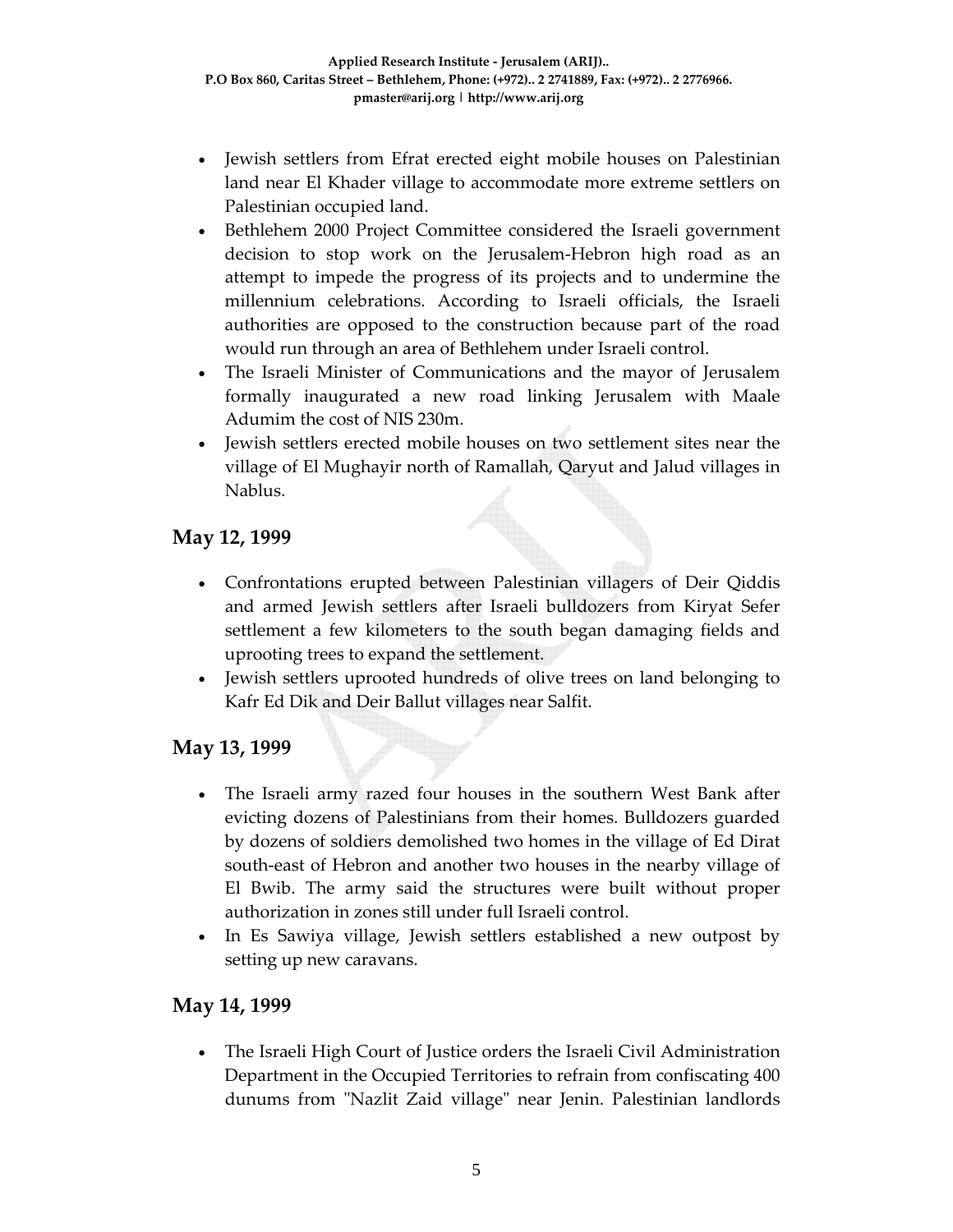- Jewish settlers from Efrat erected eight mobile houses on Palestinian land near El Khader village to accommodate more extreme settlers on Palestinian occupied land.
- Bethlehem 2000 Project Committee considered the Israeli government decision to stop work on the Jerusalem-Hebron high road as an attempt to impede the progress of its projects and to undermine the millennium celebrations. According to Israeli officials, the Israeli authorities are opposed to the construction because part of the road would run through an area of Bethlehem under Israeli control.
- The Israeli Minister of Communications and the mayor of Jerusalem formally inaugurated a new road linking Jerusalem with Maale Adumim the cost of NIS 230m.
- Jewish settlers erected mobile houses on two settlement sites near the village of El Mughayir north of Ramallah, Qaryut and Jalud villages in Nablus.

## May 12, 1999

- Confrontations erupted between Palestinian villagers of Deir Qiddis and armed Jewish settlers after Israeli bulldozers from Kiryat Sefer settlement a few kilometers to the south began damaging fields and uprooting trees to expand the settlement.
- Jewish settlers uprooted hundreds of olive trees on land belonging to Kafr Ed Dik and Deir Ballut villages near Salfit.

## May 13, 1999

- The Israeli army razed four houses in the southern West Bank after evicting dozens of Palestinians from their homes. Bulldozers guarded by dozens of soldiers demolished two homes in the village of Ed Dirat south-east of Hebron and another two houses in the nearby village of El Bwib. The army said the structures were built without proper authorization in zones still under full Israeli control.
- In Es Sawiya village, Jewish settlers established a new outpost by setting up new caravans.

## May 14, 1999

- The Israeli High Court of Justice orders the Israeli Civil Administration Department in the Occupied Territories to refrain from confiscating 400 dunums from "Nazlit Zaid village" near Jenin. Palestinian landlords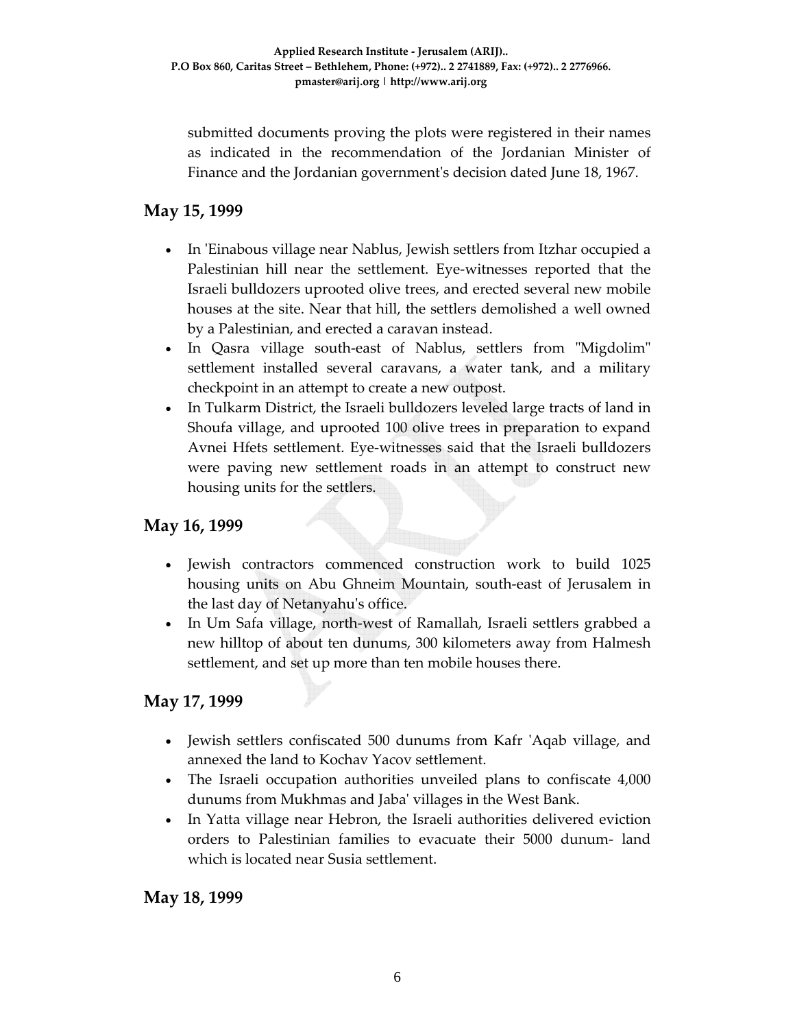submitted documents proving the plots were registered in their names as indicated in the recommendation of the Jordanian Minister of Finance and the Jordanian government's decision dated June 18, 1967.

## May 15, 1999

- In 'Einabous village near Nablus, Jewish settlers from Itzhar occupied a Palestinian hill near the settlement. Eye-witnesses reported that the Israeli bulldozers uprooted olive trees, and erected several new mobile houses at the site. Near that hill, the settlers demolished a well owned by a Palestinian, and erected a caravan instead.
- In Qasra village south-east of Nablus, settlers from "Migdolim" settlement installed several caravans, a water tank, and a military checkpoint in an attempt to create a new outpost.
- In Tulkarm District, the Israeli bulldozers leveled large tracts of land in Shoufa village, and uprooted 100 olive trees in preparation to expand Avnei Hfets settlement. Eye-witnesses said that the Israeli bulldozers were paving new settlement roads in an attempt to construct new housing units for the settlers.

## May 16, 1999

- Jewish contractors commenced construction work to build 1025 housing units on Abu Ghneim Mountain, south-east of Jerusalem in the last day of Netanyahu's office.
- In Um Safa village, north-west of Ramallah, Israeli settlers grabbed a new hilltop of about ten dunums, 300 kilometers away from Halmesh settlement, and set up more than ten mobile houses there.

## May 17, 1999

- Jewish settlers confiscated 500 dunums from Kafr 'Aqab village, and annexed the land to Kochav Yacov settlement.
- The Israeli occupation authorities unveiled plans to confiscate 4,000 dunums from Mukhmas and Jaba' villages in the West Bank.
- In Yatta village near Hebron, the Israeli authorities delivered eviction orders to Palestinian families to evacuate their 5000 dunum- land which is located near Susia settlement.

## May 18, 1999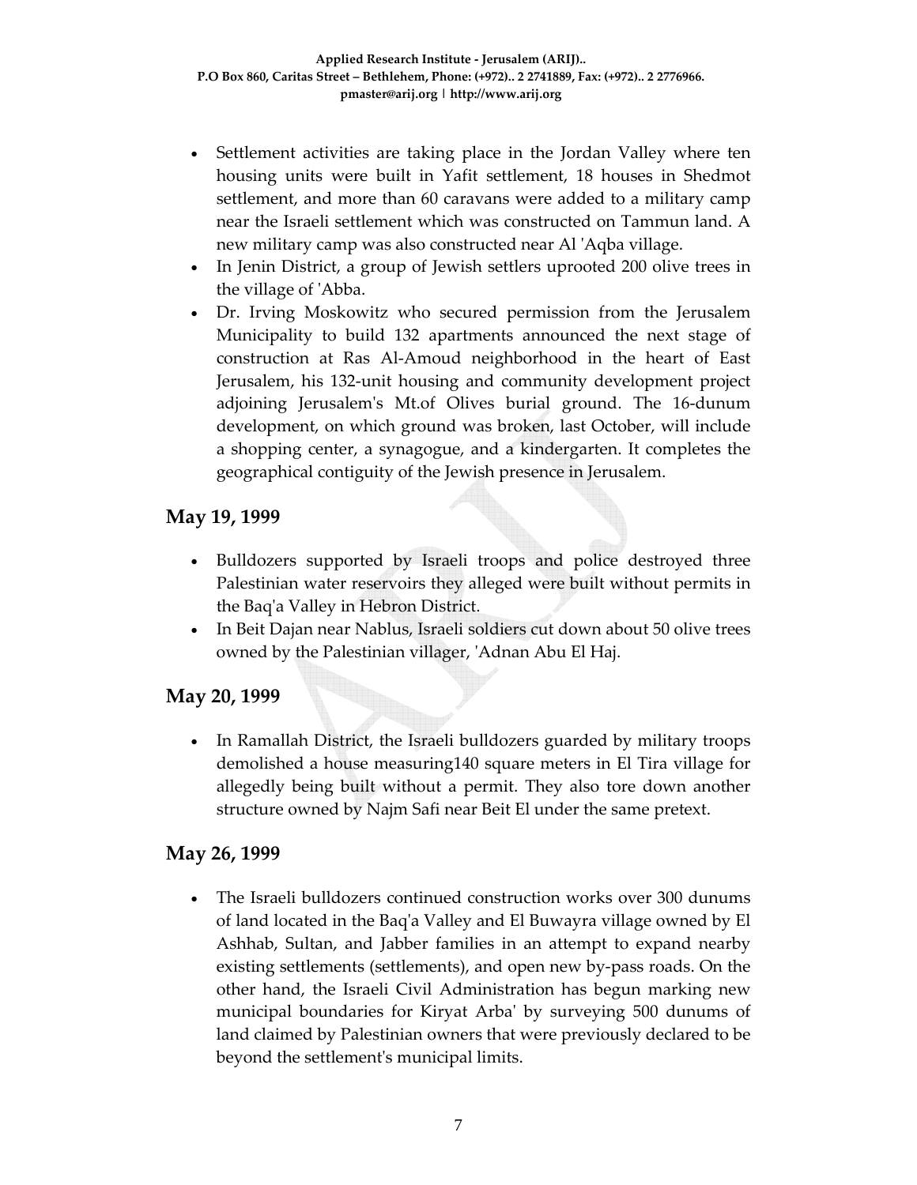- Settlement activities are taking place in the Jordan Valley where ten housing units were built in Yafit settlement, 18 houses in Shedmot settlement, and more than 60 caravans were added to a military camp near the Israeli settlement which was constructed on Tammun land. A new military camp was also constructed near Al 'Aqba village.
- In Jenin District, a group of Jewish settlers uprooted 200 olive trees in the village of 'Abba.
- Dr. Irving Moskowitz who secured permission from the Jerusalem Municipality to build 132 apartments announced the next stage of construction at Ras Al-Amoud neighborhood in the heart of East Jerusalem, his 132-unit housing and community development project adjoining Jerusalem's Mt.of Olives burial ground. The 16-dunum development, on which ground was broken, last October, will include a shopping center, a synagogue, and a kindergarten. It completes the geographical contiguity of the Jewish presence in Jerusalem.

## May 19, 1999

- Bulldozers supported by Israeli troops and police destroyed three Palestinian water reservoirs they alleged were built without permits in the Baq'a Valley in Hebron District.
- In Beit Dajan near Nablus, Israeli soldiers cut down about 50 olive trees owned by the Palestinian villager, 'Adnan Abu El Haj.

## May 20, 1999

- In Ramallah District, the Israeli bulldozers guarded by military troops demolished a house measuring140 square meters in El Tira village for allegedly being built without a permit. They also tore down another structure owned by Najm Safi near Beit El under the same pretext.

## May 26, 1999

- The Israeli bulldozers continued construction works over 300 dunums of land located in the Baq'a Valley and El Buwayra village owned by El Ashhab, Sultan, and Jabber families in an attempt to expand nearby existing settlements (settlements), and open new by-pass roads. On the other hand, the Israeli Civil Administration has begun marking new municipal boundaries for Kiryat Arba' by surveying 500 dunums of land claimed by Palestinian owners that were previously declared to be beyond the settlement's municipal limits.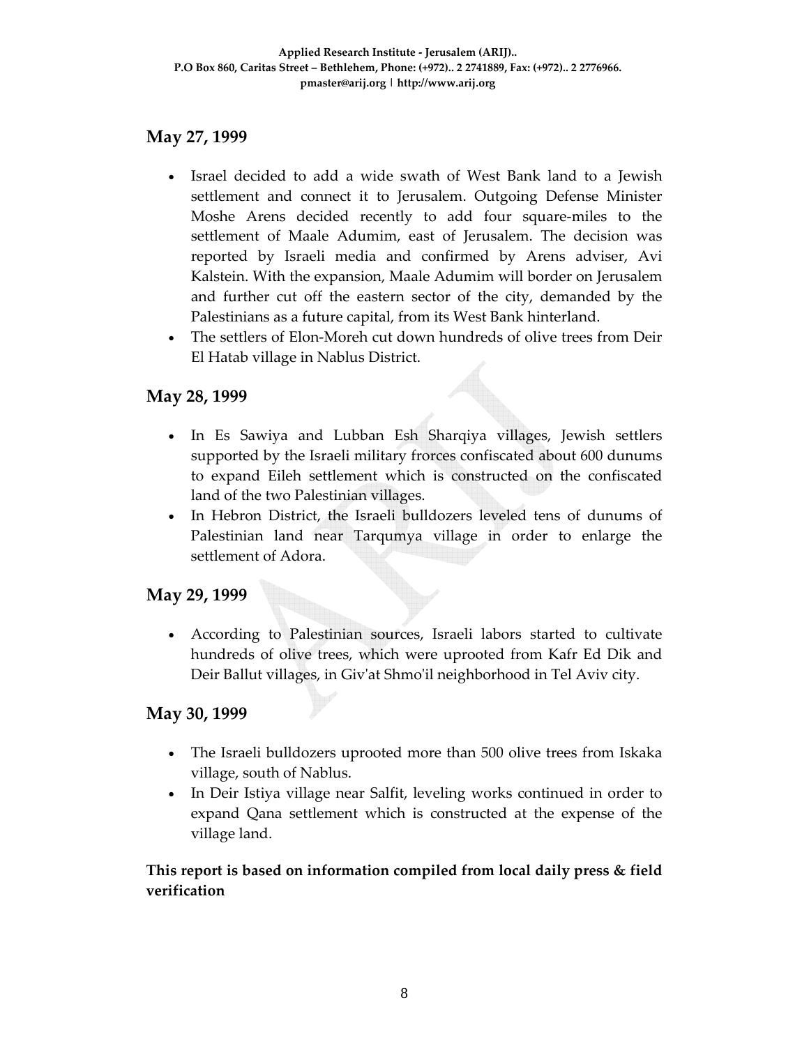## May 27, 1999

- Israel decided to add a wide swath of West Bank land to a Jewish settlement and connect it to Jerusalem. Outgoing Defense Minister Moshe Arens decided recently to add four square-miles to the settlement of Maale Adumim, east of Jerusalem. The decision was reported by Israeli media and confirmed by Arens adviser, Avi Kalstein. With the expansion, Maale Adumim will border on Jerusalem and further cut off the eastern sector of the city, demanded by the Palestinians as a future capital, from its West Bank hinterland.
- The settlers of Elon-Moreh cut down hundreds of olive trees from Deir El Hatab village in Nablus District.

## May 28, 1999

- In Es Sawiya and Lubban Esh Sharqiya villages, Jewish settlers supported by the Israeli military frorces confiscated about 600 dunums to expand Eileh settlement which is constructed on the confiscated land of the two Palestinian villages.
- In Hebron District, the Israeli bulldozers leveled tens of dunums of Palestinian land near Tarqumya village in order to enlarge the settlement of Adora.

## May 29, 1999

- According to Palestinian sources, Israeli labors started to cultivate hundreds of olive trees, which were uprooted from Kafr Ed Dik and Deir Ballut villages, in Giv'at Shmo'il neighborhood in Tel Aviv city.

## May 30, 1999

- The Israeli bulldozers uprooted more than 500 olive trees from Iskaka village, south of Nablus.
- In Deir Istiya village near Salfit, leveling works continued in order to expand Qana settlement which is constructed at the expense of the village land.

**This report is based on information compiled from local daily press & field verification**